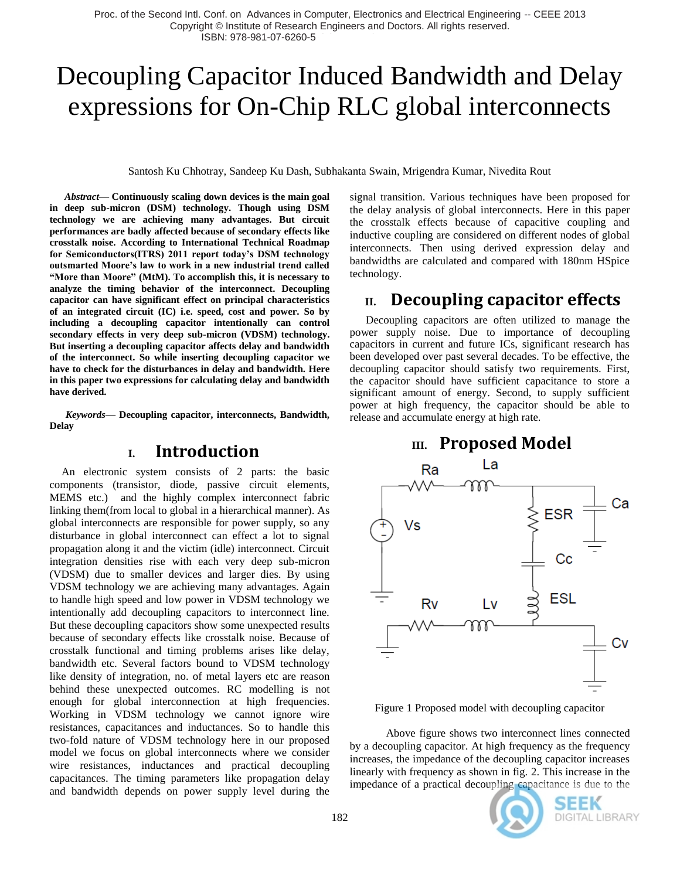# Decoupling Capacitor Induced Bandwidth and Delay expressions for On-Chip RLC global interconnects

Santosh Ku Chhotray, Sandeep Ku Dash, Subhakanta Swain, Mrigendra Kumar, Nivedita Rout

***Abstract*— Continuously scaling down devices is the main goal in deep sub-micron (DSM) technology. Though using DSM technology we are achieving many advantages. But circuit performances are badly affected because of secondary effects like crosstalk noise. According to International Technical Roadmap for Semiconductors(ITRS) 2011 report today's DSM technology outsmarted Moore's law to work in a new industrial trend called "More than Moore" (MtM). To accomplish this, it is necessary to analyze the timing behavior of the interconnect. Decoupling capacitor can have significant effect on principal characteristics of an integrated circuit (IC) i.e. speed, cost and power. So by including a decoupling capacitor intentionally can control secondary effects in very deep sub-micron (VDSM) technology. But inserting a decoupling capacitor affects delay and bandwidth of the interconnect. So while inserting decoupling capacitor we have to check for the disturbances in delay and bandwidth. Here in this paper two expressions for calculating delay and bandwidth have derived.**

***Keywords*— Decoupling capacitor, interconnects, Bandwidth, Delay**

## I. Introduction

An electronic system consists of 2 parts: the basic components (transistor, diode, passive circuit elements, MEMS etc.) and the highly complex interconnect fabric linking them(from local to global in a hierarchical manner). As global interconnects are responsible for power supply, so any disturbance in global interconnect can effect a lot to signal propagation along it and the victim (idle) interconnect. Circuit integration densities rise with each very deep sub-micron (VDSM) due to smaller devices and larger dies. By using VDSM technology we are achieving many advantages. Again to handle high speed and low power in VDSM technology we intentionally add decoupling capacitors to interconnect line. But these decoupling capacitors show some unexpected results because of secondary effects like crosstalk noise. Because of crosstalk functional and timing problems arises like delay, bandwidth etc. Several factors bound to VDSM technology like density of integration, no. of metal layers etc are reason behind these unexpected outcomes. RC modelling is not enough for global interconnection at high frequencies. Working in VDSM technology we cannot ignore wire resistances, capacitances and inductances. So to handle this two-fold nature of VDSM technology here in our proposed model we focus on global interconnects where we consider wire resistances, inductances and practical decoupling capacitances. The timing parameters like propagation delay and bandwidth depends on power supply level during the signal transition. Various techniques have been proposed for the delay analysis of global interconnects. Here in this paper the crosstalk effects because of capacitive coupling and inductive coupling are considered on different nodes of global interconnects. Then using derived expression delay and bandwidths are calculated and compared with 180nm HSpice technology.

## II. Decoupling capacitor effects

Decoupling capacitors are often utilized to manage the power supply noise. Due to importance of decoupling capacitors in current and future ICs, significant research has been developed over past several decades. To be effective, the decoupling capacitor should satisfy two requirements. First, the capacitor should have sufficient capacitance to store a significant amount of energy. Second, to supply sufficient power at high frequency, the capacitor should be able to release and accumulate energy at high rate.

## III. Proposed Model

Figure 1 Proposed model with decoupling capacitor

Above figure shows two interconnect lines connected by a decoupling capacitor. At high frequency as the frequency increases, the impedance of the decoupling capacitor increases linearly with frequency as shown in fig. 2. This increase in the impedance of a practical decoupling capacitance is due to the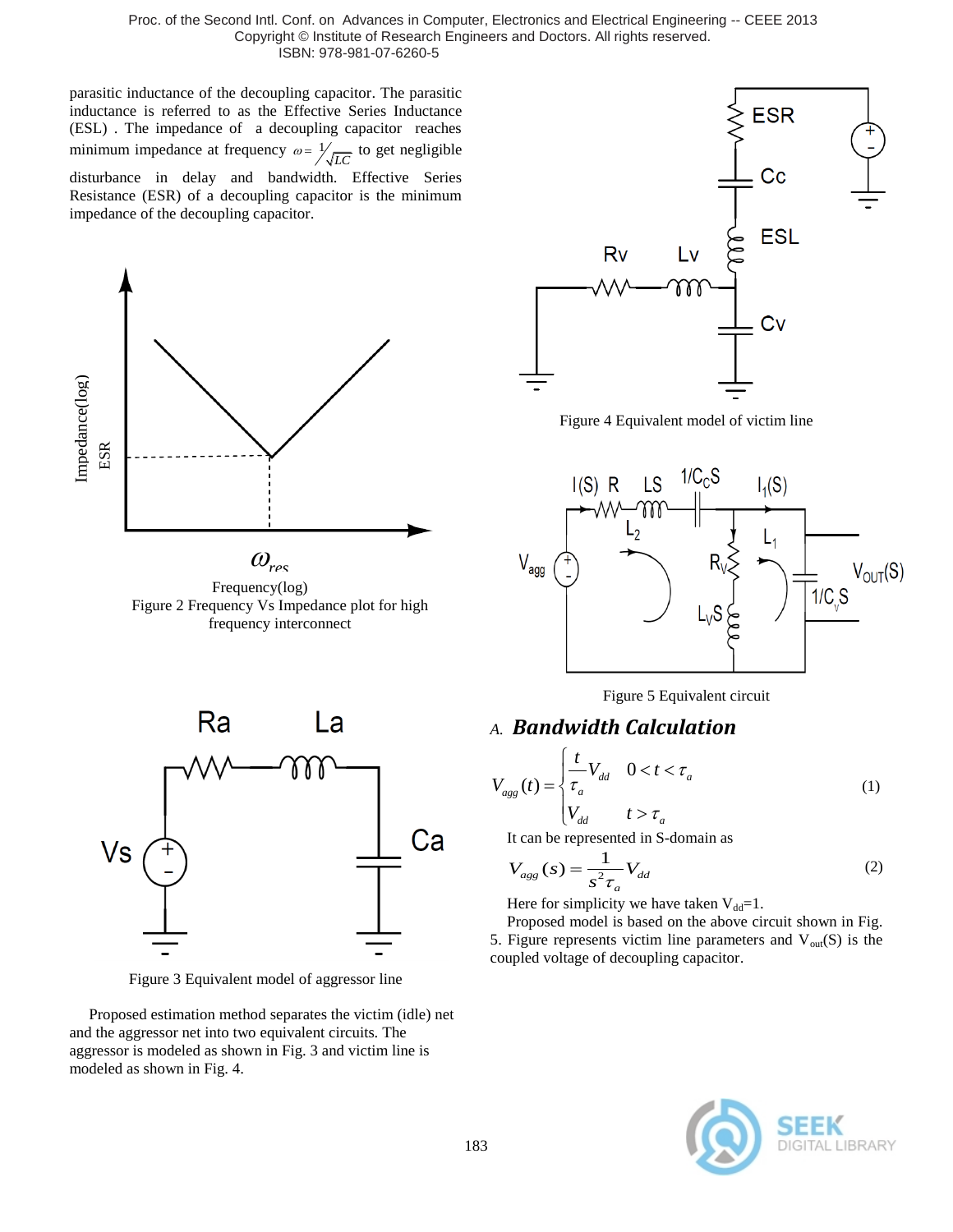parasitic inductance of the decoupling capacitor. The parasitic inductance is referred to as the Effective Series Inductance (ESL) . The impedance of a decoupling capacitor reaches minimum impedance at frequency $\omega = 1/\sqrt{LC}$ to get negligible disturbance in delay and bandwidth. Effective Series Resistance (ESR) of a decoupling capacitor is the minimum impedance of the decoupling capacitor.

Figure 2 Frequency Vs Impedance plot for high frequency interconnect

Figure 3 Equivalent model of aggressor line

Proposed estimation method separates the victim (idle) net and the aggressor net into two equivalent circuits. The aggressor is modeled as shown in Fig. 3 and victim line is modeled as shown in Fig. 4.

Figure 4 Equivalent model of victim line

Figure 5 Equivalent circuit

### A. *Bandwidth Calculation*

$$V_{agg}(t) = \begin{cases} \dfrac{t}{\tau_a} V_{dd} & 0 < t < \tau_a \\ V_{dd} & t > \tau_a \end{cases} \tag{1}$$

It can be represented in S-domain as

$$V_{agg}(s) = \frac{1}{s^2 \tau_a} V_{dd} \tag{2}$$

Here for simplicity we have taken $V_{dd}$=1.

Proposed model is based on the above circuit shown in Fig. 5. Figure represents victim line parameters and $V_{out}(S)$ is the coupled voltage of decoupling capacitor.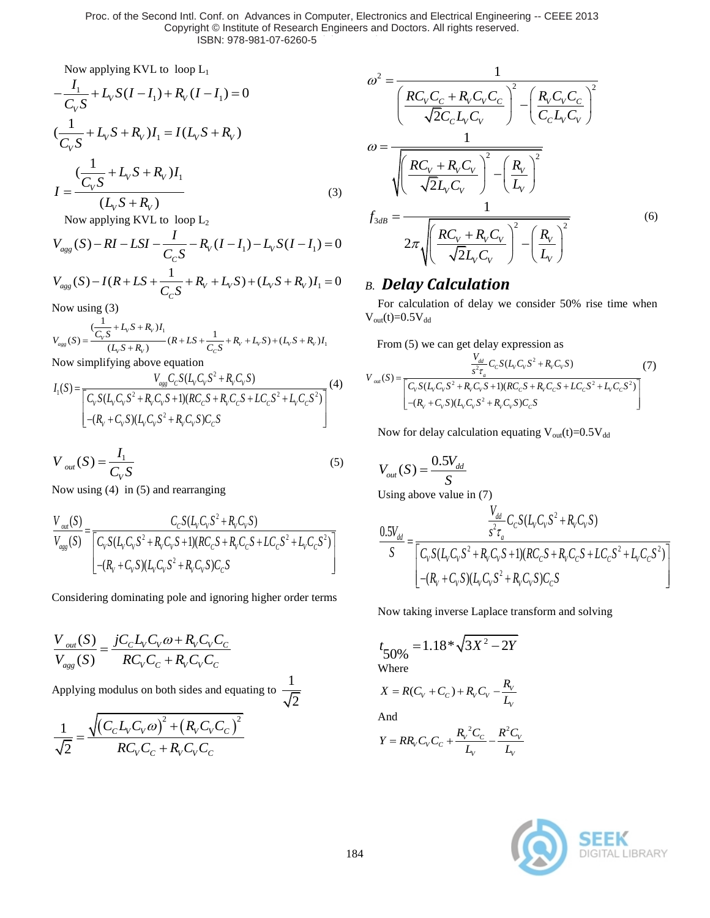Now applying KVL to loop $L_1$

$$-\frac{I_1}{C_V S}+L_V S(I-I_1)+R_V(I-I_1)=0$$

$$(\frac{1}{C_V S}+L_V S+R_V)I_1=I(L_V S+R_V)$$

$$I=\frac{(\frac{1}{C_V S}+L_V S+R_V)I_1}{(L_V S+R_V)} \tag{3}$$

Now applying KVL to loop $L_2$

$$V_{agg}(S)-RI-LSI-\frac{I}{C_C S}-R_V(I-I_1)-L_V S(I-I_1)=0$$

$$V_{agg}(S)-I(R+LS+\frac{1}{C_C S}+R_V+L_V S)+(L_V S+R_V)I_1=0$$

Now using (3)

$$V_{agg}(S)=\frac{(\frac{1}{C_V S}+L_V S+R_V)I_1}{(L_V S+R_V)}(R+LS+\frac{1}{C_C S}+R_V+L_V S)+(L_V S+R_V)I_1$$

Now simplifying above equation

$$I_1(S)=\frac{V_{agg}C_C S(L_V C_V S^2+R_V C_V S)}{\begin{bmatrix}C_V S(L_V C_V S^2+R_V C_V S+1)(RC_C S+R_V C_C S+LC_C S^2+L_V C_C S^2)\\-(R_V+C_V S)(L_V C_V S^2+R_V C_V S)C_C S\end{bmatrix}} \tag{4}$$

$$V_{out}(S)=\frac{I_1}{C_V S} \tag{5}$$

Now using (4) in (5) and rearranging

$$\frac{V_{out}(S)}{V_{agg}(S)}=\frac{C_C S(L_V C_V S^2+R_V C_V S)}{\begin{bmatrix}C_V S(L_V C_V S^2+R_V C_V S+1)(RC_C S+R_V C_C S+LC_C S^2+L_V C_C S^2)\\-(R_V+C_V S)(L_V C_V S^2+R_V C_V S)C_C S\end{bmatrix}}$$

Considering dominating pole and ignoring higher order terms

$$\frac{V_{out}(S)}{V_{agg}(S)}=\frac{jC_C L_V C_V\omega+R_V C_V C_C}{RC_V C_C+R_V C_V C_C}$$

Applying modulus on both sides and equating to $\frac{1}{\sqrt{2}}$

$$\frac{1}{\sqrt{2}}=\frac{\sqrt{(C_C L_V C_V\omega)^2+(R_V C_V C_C)^2}}{RC_V C_C+R_V C_V C_C}$$

$$\omega^2=\frac{1}{\left(\frac{RC_V C_C+R_V C_V C_C}{\sqrt{2}C_C L_V C_V}\right)^2-\left(\frac{R_V C_V C_C}{C_C L_V C_V}\right)^2}$$

$$\omega=\frac{1}{\sqrt{\left(\frac{RC_V+R_V C_V}{\sqrt{2}L_V C_V}\right)^2-\left(\frac{R_V}{L_V}\right)^2}}$$

$$f_{3dB}=\frac{1}{2\pi\sqrt{\left(\frac{RC_V+R_V C_V}{\sqrt{2}L_V C_V}\right)^2-\left(\frac{R_V}{L_V}\right)^2}} \tag{6}$$

## *B. Delay Calculation*

For calculation of delay we consider 50% rise time when $V_{out}(t)=0.5V_{dd}$

From (5) we can get delay expression as

$$V_{out}(S)=\frac{\frac{V_{dd}}{s^2\tau_a}C_C S(L_V C_V S^2+R_V C_V S)}{\begin{bmatrix}C_V S(L_V C_V S^2+R_V C_V S+1)(RC_C S+R_V C_C S+LC_C S^2+L_V C_C S^2)\\-(R_V+C_V S)(L_V C_V S^2+R_V C_V S)C_C S\end{bmatrix}} \tag{7}$$

Now for delay calculation equating $V_{out}(t)=0.5V_{dd}$

$$V_{out}(S)=\frac{0.5V_{dd}}{S}$$

Using above value in (7)

$$\frac{0.5V_{dd}}{S}=\frac{\frac{V_{dd}}{s^2\tau_a}C_C S(L_V C_V S^2+R_V C_V S)}{\begin{bmatrix}C_V S(L_V C_V S^2+R_V C_V S+1)(RC_C S+R_V C_C S+LC_C S^2+L_V C_C S^2)\\-(R_V+C_V S)(L_V C_V S^2+R_V C_V S)C_C S\end{bmatrix}}$$

Now taking inverse Laplace transform and solving

$$t_{50\%}=1.18*\sqrt{3X^2-2Y}$$

Where

$$X=R(C_V+C_C)+R_V C_V-\frac{R_V}{L_V}$$

And

$$Y=RR_V C_V C_C+\frac{R_V{}^2 C_C}{L_V}-\frac{R^2 C_V}{L_V}$$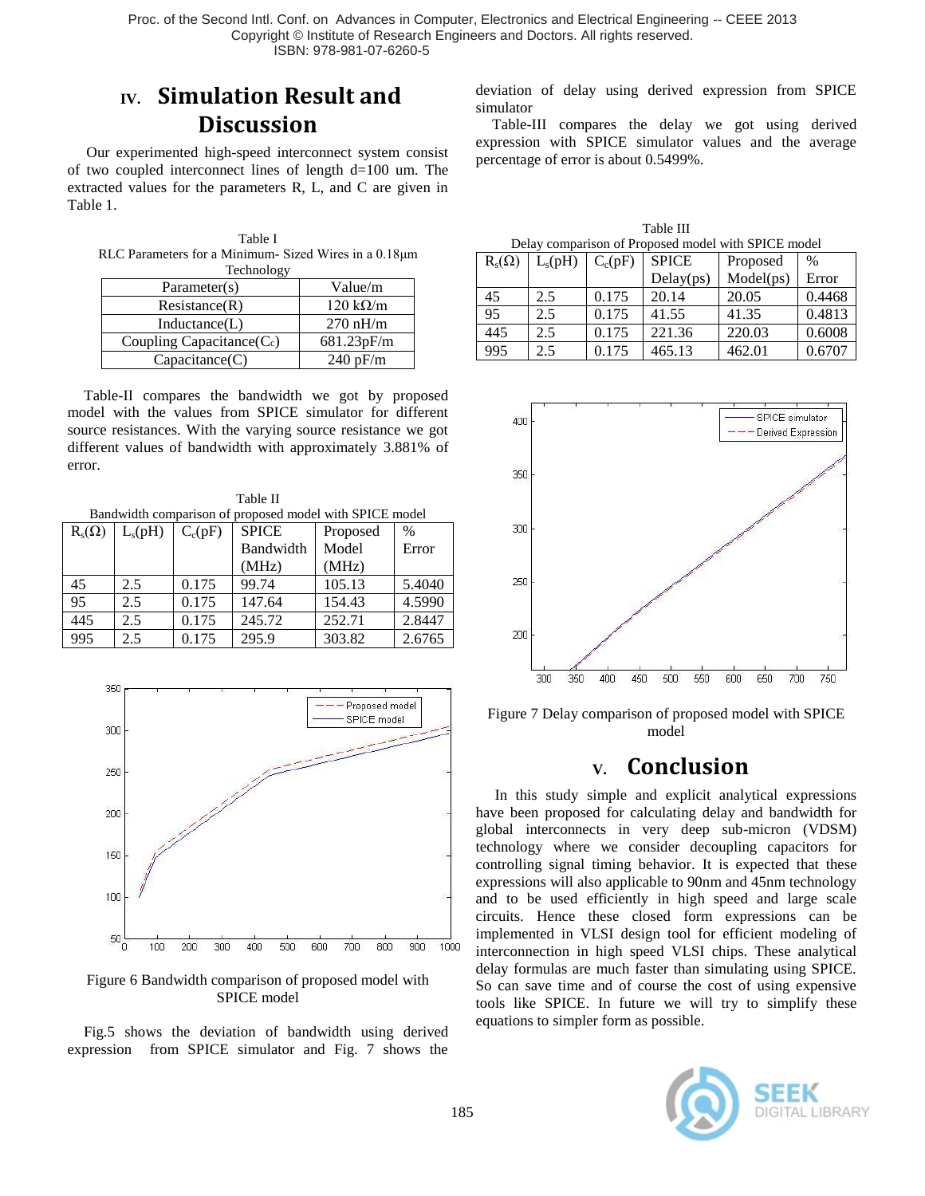## IV. Simulation Result and Discussion

Our experimented high-speed interconnect system consist of two coupled interconnect lines of length d=100 um. The extracted values for the parameters R, L, and C are given in Table 1.

Table I
RLC Parameters for a Minimum- Sized Wires in a 0.18μm Technology

| Parameter(s) | Value/m |
|---|---|
| Resistance(R) | 120 kΩ/m |
| Inductance(L) | 270 nH/m |
| Coupling Capacitance($C_c$) | 681.23pF/m |
| Capacitance(C) | 240 pF/m |

Table-II compares the bandwidth we got by proposed model with the values from SPICE simulator for different source resistances. With the varying source resistance we got different values of bandwidth with approximately 3.881% of error.

Table II
Bandwidth comparison of proposed model with SPICE model

| $R_s(\Omega)$ | $L_s$(pH) | $C_c$(pF) | SPICE Bandwidth (MHz) | Proposed Model (MHz) | % Error |
|---|---|---|---|---|---|
| 45 | 2.5 | 0.175 | 99.74 | 105.13 | 5.4040 |
| 95 | 2.5 | 0.175 | 147.64 | 154.43 | 4.5990 |
| 445 | 2.5 | 0.175 | 245.72 | 252.71 | 2.8447 |
| 995 | 2.5 | 0.175 | 295.9 | 303.82 | 2.6765 |

Figure 6 Bandwidth comparison of proposed model with SPICE model

Fig.5 shows the deviation of bandwidth using derived expression from SPICE simulator and Fig. 7 shows the deviation of delay using derived expression from SPICE simulator

Table-III compares the delay we got using derived expression with SPICE simulator values and the average percentage of error is about 0.5499%.

Table III
Delay comparison of Proposed model with SPICE model

| $R_s(\Omega)$ | $L_s$(pH) | $C_c$(pF) | SPICE Delay(ps) | Proposed Model(ps) | % Error |
|---|---|---|---|---|---|
| 45 | 2.5 | 0.175 | 20.14 | 20.05 | 0.4468 |
| 95 | 2.5 | 0.175 | 41.55 | 41.35 | 0.4813 |
| 445 | 2.5 | 0.175 | 221.36 | 220.03 | 0.6008 |
| 995 | 2.5 | 0.175 | 465.13 | 462.01 | 0.6707 |

Figure 7 Delay comparison of proposed model with SPICE model

## V. Conclusion

In this study simple and explicit analytical expressions have been proposed for calculating delay and bandwidth for global interconnects in very deep sub-micron (VDSM) technology where we consider decoupling capacitors for controlling signal timing behavior. It is expected that these expressions will also applicable to 90nm and 45nm technology and to be used efficiently in high speed and large scale circuits. Hence these closed form expressions can be implemented in VLSI design tool for efficient modeling of interconnection in high speed VLSI chips. These analytical delay formulas are much faster than simulating using SPICE. So can save time and of course the cost of using expensive tools like SPICE. In future we will try to simplify these equations to simpler form as possible.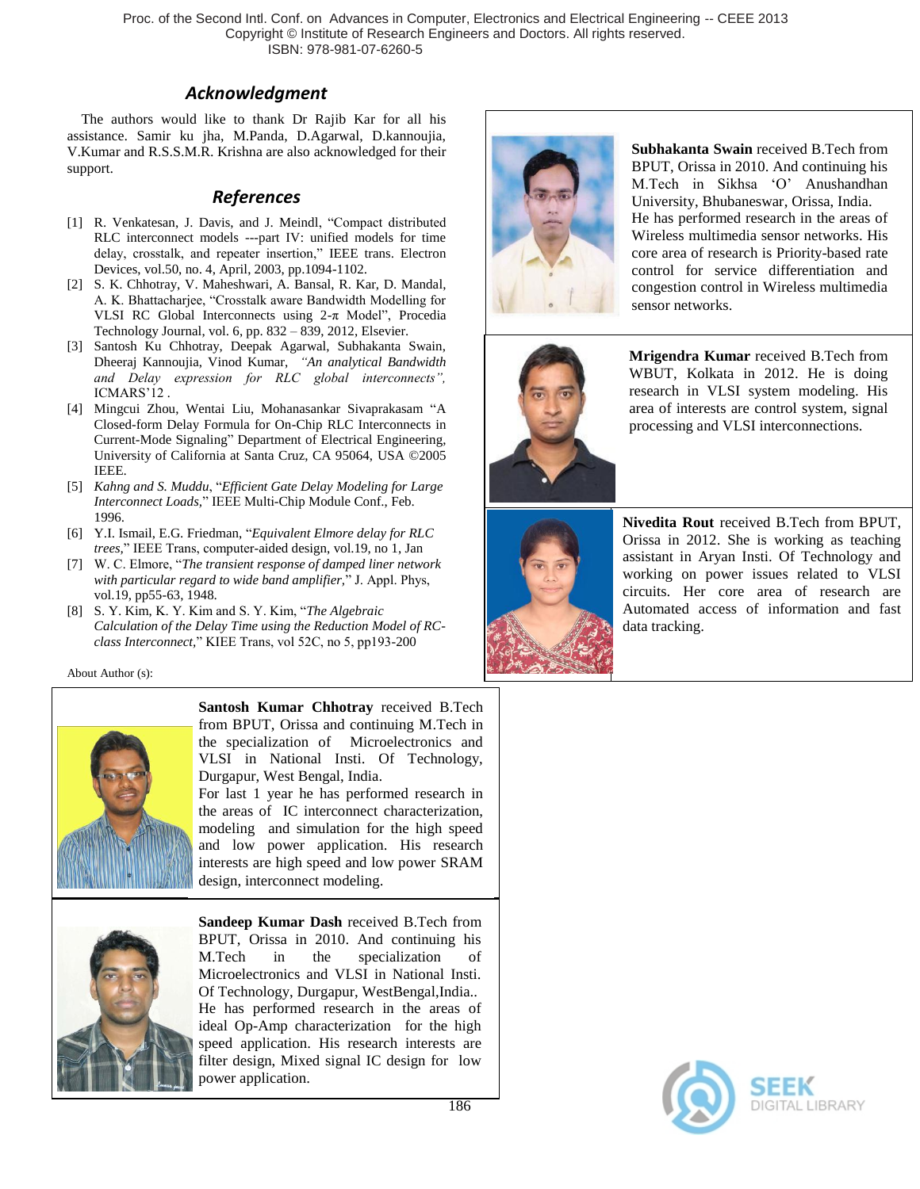## Acknowledgment

The authors would like to thank Dr Rajib Kar for all his assistance. Samir ku jha, M.Panda, D.Agarwal, D.kannoujia, V.Kumar and R.S.S.M.R. Krishna are also acknowledged for their support.

## References

[1] R. Venkatesan, J. Davis, and J. Meindl, "Compact distributed RLC interconnect models ---part IV: unified models for time delay, crosstalk, and repeater insertion," IEEE trans. Electron Devices, vol.50, no. 4, April, 2003, pp.1094-1102.

[2] S. K. Chhotray, V. Maheshwari, A. Bansal, R. Kar, D. Mandal, A. K. Bhattacharjee, "Crosstalk aware Bandwidth Modelling for VLSI RC Global Interconnects using 2-π Model", Procedia Technology Journal, vol. 6, pp. 832 – 839, 2012, Elsevier.

[3] Santosh Ku Chhotray, Deepak Agarwal, Subhakanta Swain, Dheeraj Kannoujia, Vinod Kumar, *"An analytical Bandwidth and Delay expression for RLC global interconnects",* ICMARS'12 .

[4] Mingcui Zhou, Wentai Liu, Mohanasankar Sivaprakasam "A Closed-form Delay Formula for On-Chip RLC Interconnects in Current-Mode Signaling" Department of Electrical Engineering, University of California at Santa Cruz, CA 95064, USA ©2005 IEEE.

[5] *Kahng and S. Muddu*, "*Efficient Gate Delay Modeling for Large Interconnect Loads*," IEEE Multi-Chip Module Conf., Feb. 1996.

[6] Y.I. Ismail, E.G. Friedman, "*Equivalent Elmore delay for RLC trees*," IEEE Trans, computer-aided design, vol.19, no 1, Jan

[7] W. C. Elmore, "*The transient response of damped liner network with particular regard to wide band amplifier*," J. Appl. Phys, vol.19, pp55-63, 1948.

[8] S. Y. Kim, K. Y. Kim and S. Y. Kim, "*The Algebraic Calculation of the Delay Time using the Reduction Model of RC-class Interconnect*," KIEE Trans, vol 52C, no 5, pp193-200

About Author (s):

**Santosh Kumar Chhotray** received B.Tech from BPUT, Orissa and continuing M.Tech in the specialization of Microelectronics and VLSI in National Insti. Of Technology, Durgapur, West Bengal, India.
For last 1 year he has performed research in the areas of IC interconnect characterization, modeling and simulation for the high speed and low power application. His research interests are high speed and low power SRAM design, interconnect modeling.

**Sandeep Kumar Dash** received B.Tech from BPUT, Orissa in 2010. And continuing his M.Tech in the specialization of Microelectronics and VLSI in National Insti. Of Technology, Durgapur, WestBengal,India..
He has performed research in the areas of ideal Op-Amp characterization for the high speed application. His research interests are filter design, Mixed signal IC design for low power application.

**Subhakanta Swain** received B.Tech from BPUT, Orissa in 2010. And continuing his M.Tech in Sikhsa 'O' Anushandhan University, Bhubaneswar, Orissa, India.
He has performed research in the areas of Wireless multimedia sensor networks. His core area of research is Priority-based rate control for service differentiation and congestion control in Wireless multimedia sensor networks.

**Mrigendra Kumar** received B.Tech from WBUT, Kolkata in 2012. He is doing research in VLSI system modeling. His area of interests are control system, signal processing and VLSI interconnections.

**Nivedita Rout** received B.Tech from BPUT, Orissa in 2012. She is working as teaching assistant in Aryan Insti. Of Technology and working on power issues related to VLSI circuits. Her core area of research are Automated access of information and fast data tracking.